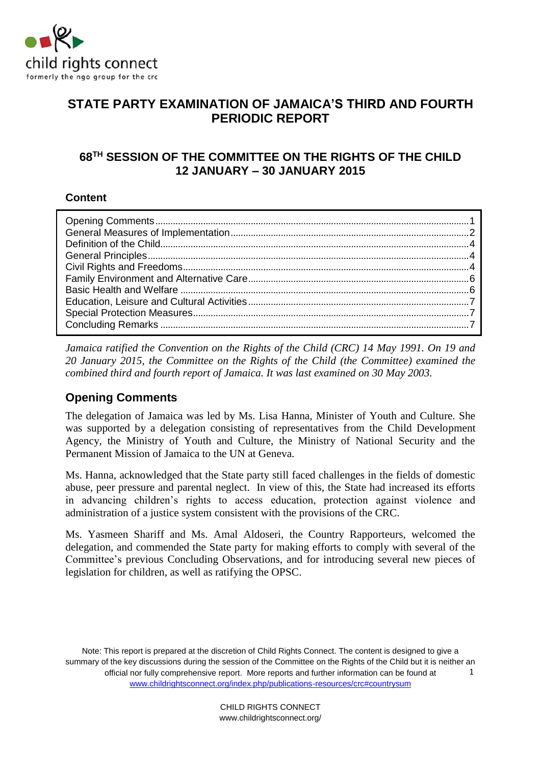child rights connect
formerly the ngo group for the crc

# STATE PARTY EXAMINATION OF JAMAICA'S THIRD AND FOURTH PERIODIC REPORT

## 68TH SESSION OF THE COMMITTEE ON THE RIGHTS OF THE CHILD 12 JANUARY – 30 JANUARY 2015

### Content

| | |
|---|---|
| Opening Comments | 1 |
| General Measures of Implementation | 2 |
| Definition of the Child | 4 |
| General Principles | 4 |
| Civil Rights and Freedoms | 4 |
| Family Environment and Alternative Care | 6 |
| Basic Health and Welfare | 6 |
| Education, Leisure and Cultural Activities | 7 |
| Special Protection Measures | 7 |
| Concluding Remarks | 7 |

*Jamaica ratified the Convention on the Rights of the Child (CRC) 14 May 1991. On 19 and 20 January 2015, the Committee on the Rights of the Child (the Committee) examined the combined third and fourth report of Jamaica. It was last examined on 30 May 2003.*

## Opening Comments

The delegation of Jamaica was led by Ms. Lisa Hanna, Minister of Youth and Culture. She was supported by a delegation consisting of representatives from the Child Development Agency, the Ministry of Youth and Culture, the Ministry of National Security and the Permanent Mission of Jamaica to the UN at Geneva.

Ms. Hanna, acknowledged that the State party still faced challenges in the fields of domestic abuse, peer pressure and parental neglect. In view of this, the State had increased its efforts in advancing children's rights to access education, protection against violence and administration of a justice system consistent with the provisions of the CRC.

Ms. Yasmeen Shariff and Ms. Amal Aldoseri, the Country Rapporteurs, welcomed the delegation, and commended the State party for making efforts to comply with several of the Committee's previous Concluding Observations, and for introducing several new pieces of legislation for children, as well as ratifying the OPSC.

Note: This report is prepared at the discretion of Child Rights Connect. The content is designed to give a summary of the key discussions during the session of the Committee on the Rights of the Child but it is neither an official nor fully comprehensive report. More reports and further information can be found at www.childrightsconnect.org/index.php/publications-resources/crc#countrysum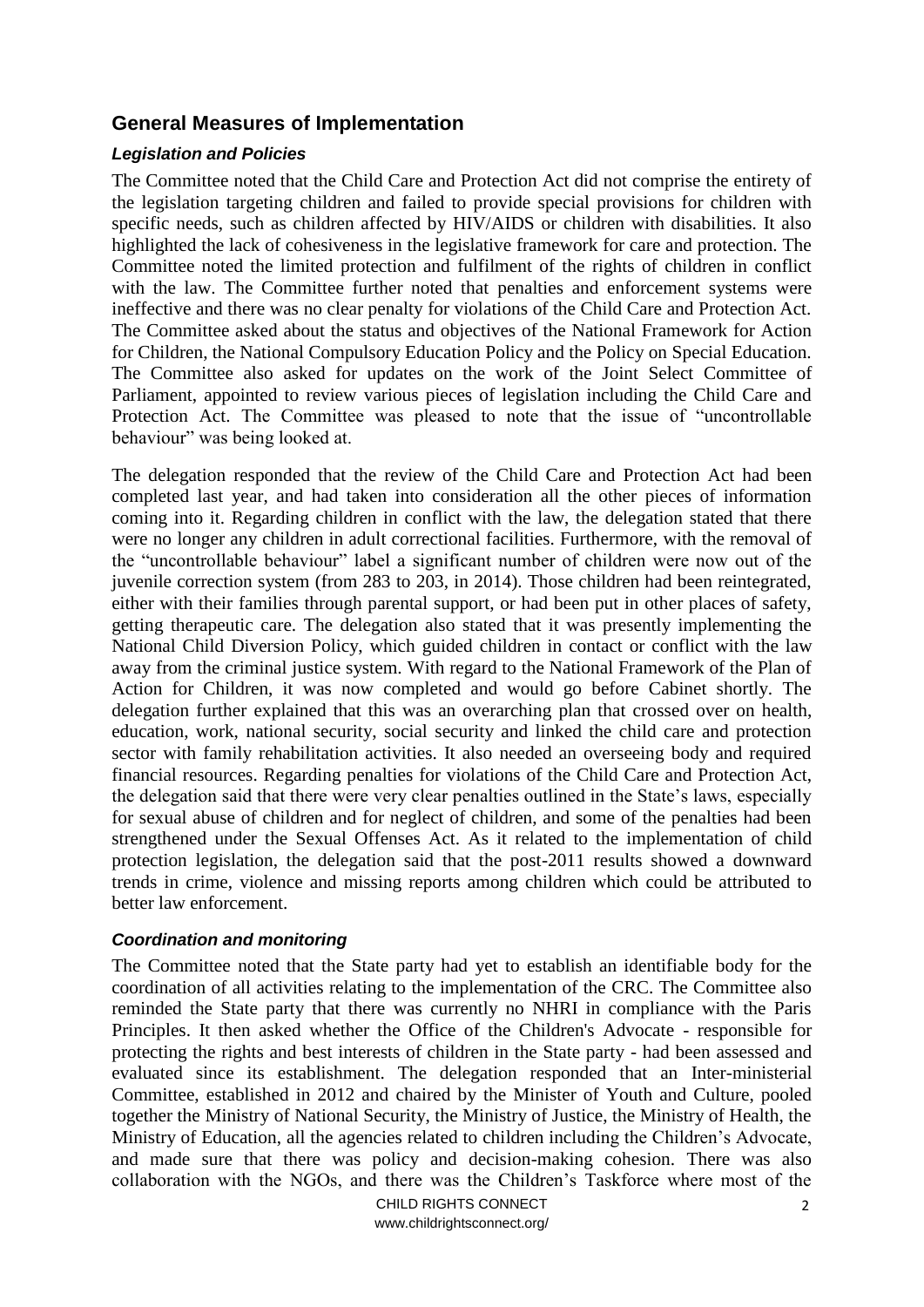## General Measures of Implementation

### *Legislation and Policies*

The Committee noted that the Child Care and Protection Act did not comprise the entirety of the legislation targeting children and failed to provide special provisions for children with specific needs, such as children affected by HIV/AIDS or children with disabilities. It also highlighted the lack of cohesiveness in the legislative framework for care and protection. The Committee noted the limited protection and fulfilment of the rights of children in conflict with the law. The Committee further noted that penalties and enforcement systems were ineffective and there was no clear penalty for violations of the Child Care and Protection Act. The Committee asked about the status and objectives of the National Framework for Action for Children, the National Compulsory Education Policy and the Policy on Special Education. The Committee also asked for updates on the work of the Joint Select Committee of Parliament, appointed to review various pieces of legislation including the Child Care and Protection Act. The Committee was pleased to note that the issue of "uncontrollable behaviour" was being looked at.

The delegation responded that the review of the Child Care and Protection Act had been completed last year, and had taken into consideration all the other pieces of information coming into it. Regarding children in conflict with the law, the delegation stated that there were no longer any children in adult correctional facilities. Furthermore, with the removal of the "uncontrollable behaviour" label a significant number of children were now out of the juvenile correction system (from 283 to 203, in 2014). Those children had been reintegrated, either with their families through parental support, or had been put in other places of safety, getting therapeutic care. The delegation also stated that it was presently implementing the National Child Diversion Policy, which guided children in contact or conflict with the law away from the criminal justice system. With regard to the National Framework of the Plan of Action for Children, it was now completed and would go before Cabinet shortly. The delegation further explained that this was an overarching plan that crossed over on health, education, work, national security, social security and linked the child care and protection sector with family rehabilitation activities. It also needed an overseeing body and required financial resources. Regarding penalties for violations of the Child Care and Protection Act, the delegation said that there were very clear penalties outlined in the State's laws, especially for sexual abuse of children and for neglect of children, and some of the penalties had been strengthened under the Sexual Offenses Act. As it related to the implementation of child protection legislation, the delegation said that the post-2011 results showed a downward trends in crime, violence and missing reports among children which could be attributed to better law enforcement.

### *Coordination and monitoring*

The Committee noted that the State party had yet to establish an identifiable body for the coordination of all activities relating to the implementation of the CRC. The Committee also reminded the State party that there was currently no NHRI in compliance with the Paris Principles. It then asked whether the Office of the Children's Advocate - responsible for protecting the rights and best interests of children in the State party - had been assessed and evaluated since its establishment. The delegation responded that an Inter-ministerial Committee, established in 2012 and chaired by the Minister of Youth and Culture, pooled together the Ministry of National Security, the Ministry of Justice, the Ministry of Health, the Ministry of Education, all the agencies related to children including the Children's Advocate, and made sure that there was policy and decision-making cohesion. There was also collaboration with the NGOs, and there was the Children's Taskforce where most of the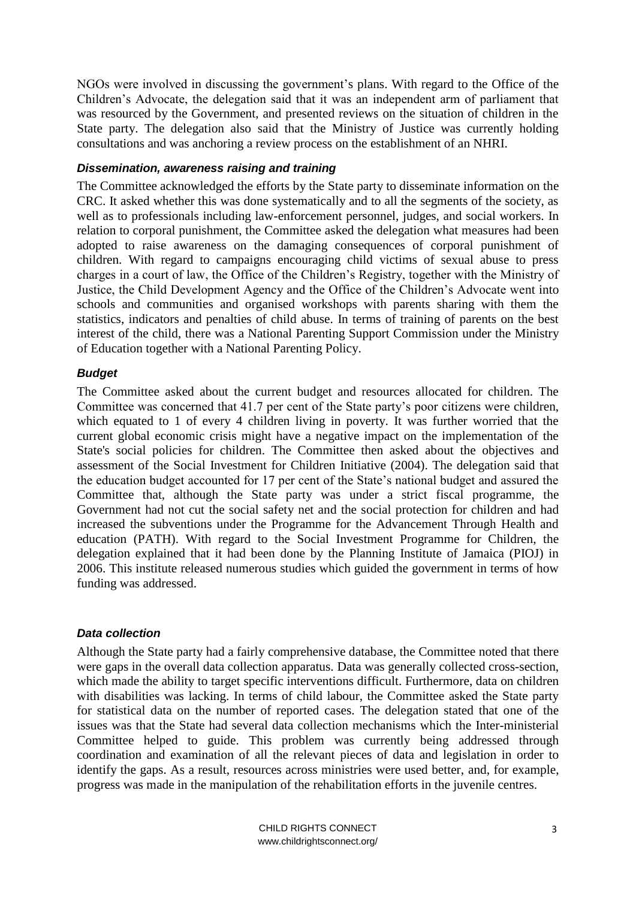NGOs were involved in discussing the government's plans. With regard to the Office of the Children's Advocate, the delegation said that it was an independent arm of parliament that was resourced by the Government, and presented reviews on the situation of children in the State party. The delegation also said that the Ministry of Justice was currently holding consultations and was anchoring a review process on the establishment of an NHRI.

#### *Dissemination, awareness raising and training*

The Committee acknowledged the efforts by the State party to disseminate information on the CRC. It asked whether this was done systematically and to all the segments of the society, as well as to professionals including law-enforcement personnel, judges, and social workers. In relation to corporal punishment, the Committee asked the delegation what measures had been adopted to raise awareness on the damaging consequences of corporal punishment of children. With regard to campaigns encouraging child victims of sexual abuse to press charges in a court of law, the Office of the Children's Registry, together with the Ministry of Justice, the Child Development Agency and the Office of the Children's Advocate went into schools and communities and organised workshops with parents sharing with them the statistics, indicators and penalties of child abuse. In terms of training of parents on the best interest of the child, there was a National Parenting Support Commission under the Ministry of Education together with a National Parenting Policy.

#### *Budget*

The Committee asked about the current budget and resources allocated for children. The Committee was concerned that 41.7 per cent of the State party's poor citizens were children, which equated to 1 of every 4 children living in poverty. It was further worried that the current global economic crisis might have a negative impact on the implementation of the State's social policies for children. The Committee then asked about the objectives and assessment of the Social Investment for Children Initiative (2004). The delegation said that the education budget accounted for 17 per cent of the State's national budget and assured the Committee that, although the State party was under a strict fiscal programme, the Government had not cut the social safety net and the social protection for children and had increased the subventions under the Programme for the Advancement Through Health and education (PATH). With regard to the Social Investment Programme for Children, the delegation explained that it had been done by the Planning Institute of Jamaica (PIOJ) in 2006. This institute released numerous studies which guided the government in terms of how funding was addressed.

#### *Data collection*

Although the State party had a fairly comprehensive database, the Committee noted that there were gaps in the overall data collection apparatus. Data was generally collected cross-section, which made the ability to target specific interventions difficult. Furthermore, data on children with disabilities was lacking. In terms of child labour, the Committee asked the State party for statistical data on the number of reported cases. The delegation stated that one of the issues was that the State had several data collection mechanisms which the Inter-ministerial Committee helped to guide. This problem was currently being addressed through coordination and examination of all the relevant pieces of data and legislation in order to identify the gaps. As a result, resources across ministries were used better, and, for example, progress was made in the manipulation of the rehabilitation efforts in the juvenile centres.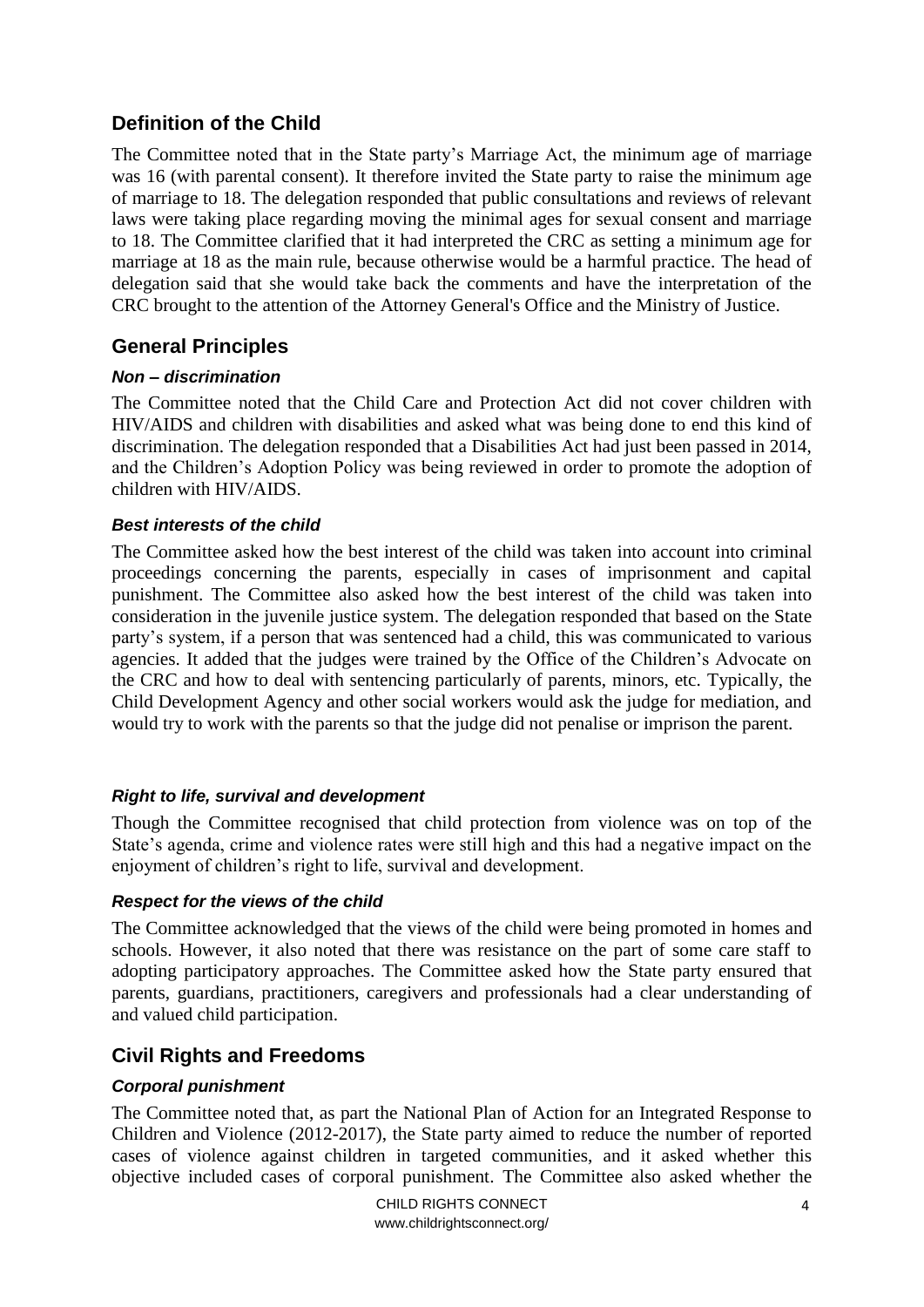## Definition of the Child

The Committee noted that in the State party's Marriage Act, the minimum age of marriage was 16 (with parental consent). It therefore invited the State party to raise the minimum age of marriage to 18. The delegation responded that public consultations and reviews of relevant laws were taking place regarding moving the minimal ages for sexual consent and marriage to 18. The Committee clarified that it had interpreted the CRC as setting a minimum age for marriage at 18 as the main rule, because otherwise would be a harmful practice. The head of delegation said that she would take back the comments and have the interpretation of the CRC brought to the attention of the Attorney General's Office and the Ministry of Justice.

## General Principles

### *Non – discrimination*

The Committee noted that the Child Care and Protection Act did not cover children with HIV/AIDS and children with disabilities and asked what was being done to end this kind of discrimination. The delegation responded that a Disabilities Act had just been passed in 2014, and the Children's Adoption Policy was being reviewed in order to promote the adoption of children with HIV/AIDS.

### *Best interests of the child*

The Committee asked how the best interest of the child was taken into account into criminal proceedings concerning the parents, especially in cases of imprisonment and capital punishment. The Committee also asked how the best interest of the child was taken into consideration in the juvenile justice system. The delegation responded that based on the State party's system, if a person that was sentenced had a child, this was communicated to various agencies. It added that the judges were trained by the Office of the Children's Advocate on the CRC and how to deal with sentencing particularly of parents, minors, etc. Typically, the Child Development Agency and other social workers would ask the judge for mediation, and would try to work with the parents so that the judge did not penalise or imprison the parent.

### *Right to life, survival and development*

Though the Committee recognised that child protection from violence was on top of the State's agenda, crime and violence rates were still high and this had a negative impact on the enjoyment of children's right to life, survival and development.

### *Respect for the views of the child*

The Committee acknowledged that the views of the child were being promoted in homes and schools. However, it also noted that there was resistance on the part of some care staff to adopting participatory approaches. The Committee asked how the State party ensured that parents, guardians, practitioners, caregivers and professionals had a clear understanding of and valued child participation.

## Civil Rights and Freedoms

### *Corporal punishment*

The Committee noted that, as part the National Plan of Action for an Integrated Response to Children and Violence (2012-2017), the State party aimed to reduce the number of reported cases of violence against children in targeted communities, and it asked whether this objective included cases of corporal punishment. The Committee also asked whether the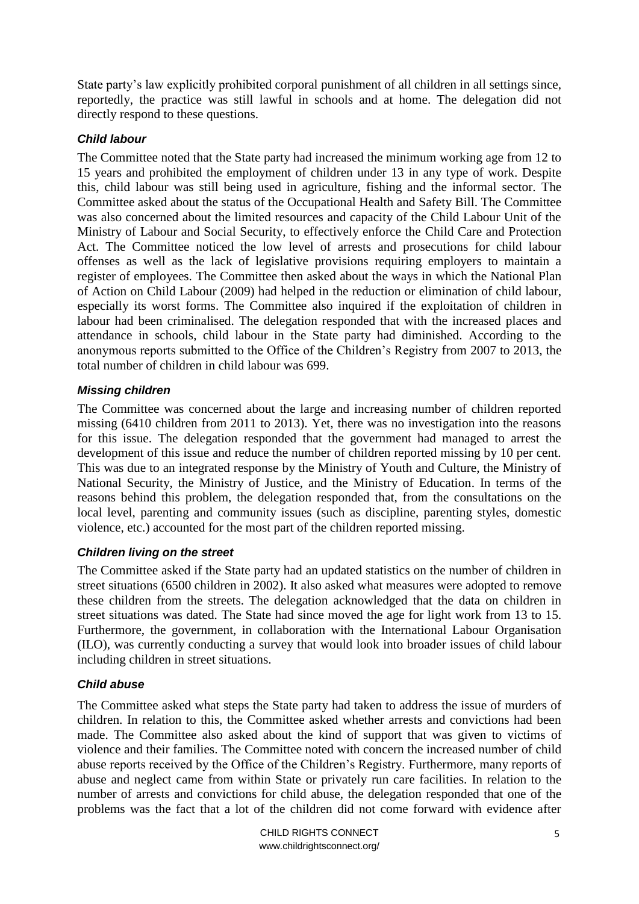State party's law explicitly prohibited corporal punishment of all children in all settings since, reportedly, the practice was still lawful in schools and at home. The delegation did not directly respond to these questions.

### *Child labour*

The Committee noted that the State party had increased the minimum working age from 12 to 15 years and prohibited the employment of children under 13 in any type of work. Despite this, child labour was still being used in agriculture, fishing and the informal sector. The Committee asked about the status of the Occupational Health and Safety Bill. The Committee was also concerned about the limited resources and capacity of the Child Labour Unit of the Ministry of Labour and Social Security, to effectively enforce the Child Care and Protection Act. The Committee noticed the low level of arrests and prosecutions for child labour offenses as well as the lack of legislative provisions requiring employers to maintain a register of employees. The Committee then asked about the ways in which the National Plan of Action on Child Labour (2009) had helped in the reduction or elimination of child labour, especially its worst forms. The Committee also inquired if the exploitation of children in labour had been criminalised. The delegation responded that with the increased places and attendance in schools, child labour in the State party had diminished. According to the anonymous reports submitted to the Office of the Children's Registry from 2007 to 2013, the total number of children in child labour was 699.

### *Missing children*

The Committee was concerned about the large and increasing number of children reported missing (6410 children from 2011 to 2013). Yet, there was no investigation into the reasons for this issue. The delegation responded that the government had managed to arrest the development of this issue and reduce the number of children reported missing by 10 per cent. This was due to an integrated response by the Ministry of Youth and Culture, the Ministry of National Security, the Ministry of Justice, and the Ministry of Education. In terms of the reasons behind this problem, the delegation responded that, from the consultations on the local level, parenting and community issues (such as discipline, parenting styles, domestic violence, etc.) accounted for the most part of the children reported missing.

### *Children living on the street*

The Committee asked if the State party had an updated statistics on the number of children in street situations (6500 children in 2002). It also asked what measures were adopted to remove these children from the streets. The delegation acknowledged that the data on children in street situations was dated. The State had since moved the age for light work from 13 to 15. Furthermore, the government, in collaboration with the International Labour Organisation (ILO), was currently conducting a survey that would look into broader issues of child labour including children in street situations.

### *Child abuse*

The Committee asked what steps the State party had taken to address the issue of murders of children. In relation to this, the Committee asked whether arrests and convictions had been made. The Committee also asked about the kind of support that was given to victims of violence and their families. The Committee noted with concern the increased number of child abuse reports received by the Office of the Children's Registry. Furthermore, many reports of abuse and neglect came from within State or privately run care facilities. In relation to the number of arrests and convictions for child abuse, the delegation responded that one of the problems was the fact that a lot of the children did not come forward with evidence after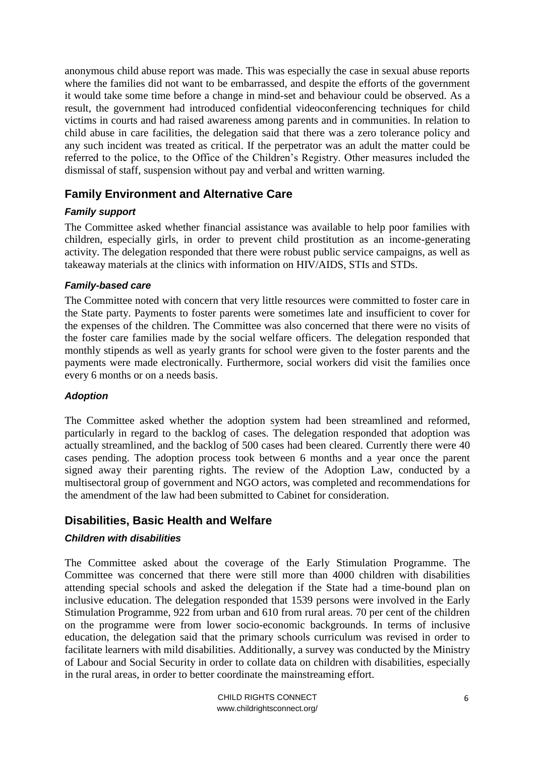anonymous child abuse report was made. This was especially the case in sexual abuse reports where the families did not want to be embarrassed, and despite the efforts of the government it would take some time before a change in mind-set and behaviour could be observed. As a result, the government had introduced confidential videoconferencing techniques for child victims in courts and had raised awareness among parents and in communities. In relation to child abuse in care facilities, the delegation said that there was a zero tolerance policy and any such incident was treated as critical. If the perpetrator was an adult the matter could be referred to the police, to the Office of the Children's Registry. Other measures included the dismissal of staff, suspension without pay and verbal and written warning.

## Family Environment and Alternative Care

### *Family support*

The Committee asked whether financial assistance was available to help poor families with children, especially girls, in order to prevent child prostitution as an income-generating activity. The delegation responded that there were robust public service campaigns, as well as takeaway materials at the clinics with information on HIV/AIDS, STIs and STDs.

### *Family-based care*

The Committee noted with concern that very little resources were committed to foster care in the State party. Payments to foster parents were sometimes late and insufficient to cover for the expenses of the children. The Committee was also concerned that there were no visits of the foster care families made by the social welfare officers. The delegation responded that monthly stipends as well as yearly grants for school were given to the foster parents and the payments were made electronically. Furthermore, social workers did visit the families once every 6 months or on a needs basis.

### *Adoption*

The Committee asked whether the adoption system had been streamlined and reformed, particularly in regard to the backlog of cases. The delegation responded that adoption was actually streamlined, and the backlog of 500 cases had been cleared. Currently there were 40 cases pending. The adoption process took between 6 months and a year once the parent signed away their parenting rights. The review of the Adoption Law, conducted by a multisectoral group of government and NGO actors, was completed and recommendations for the amendment of the law had been submitted to Cabinet for consideration.

## Disabilities, Basic Health and Welfare

### *Children with disabilities*

The Committee asked about the coverage of the Early Stimulation Programme. The Committee was concerned that there were still more than 4000 children with disabilities attending special schools and asked the delegation if the State had a time-bound plan on inclusive education. The delegation responded that 1539 persons were involved in the Early Stimulation Programme, 922 from urban and 610 from rural areas. 70 per cent of the children on the programme were from lower socio-economic backgrounds. In terms of inclusive education, the delegation said that the primary schools curriculum was revised in order to facilitate learners with mild disabilities. Additionally, a survey was conducted by the Ministry of Labour and Social Security in order to collate data on children with disabilities, especially in the rural areas, in order to better coordinate the mainstreaming effort.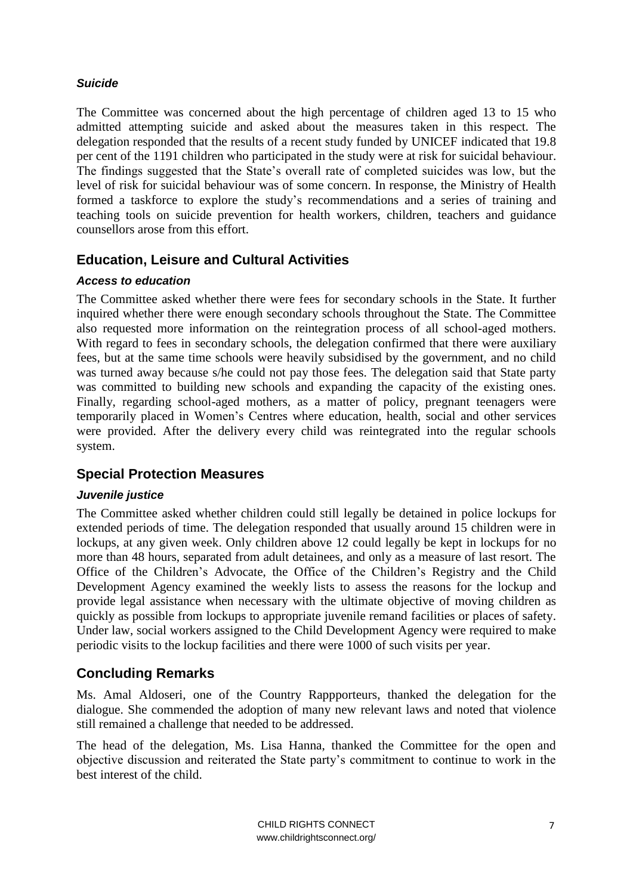#### *Suicide*

The Committee was concerned about the high percentage of children aged 13 to 15 who admitted attempting suicide and asked about the measures taken in this respect. The delegation responded that the results of a recent study funded by UNICEF indicated that 19.8 per cent of the 1191 children who participated in the study were at risk for suicidal behaviour. The findings suggested that the State's overall rate of completed suicides was low, but the level of risk for suicidal behaviour was of some concern. In response, the Ministry of Health formed a taskforce to explore the study's recommendations and a series of training and teaching tools on suicide prevention for health workers, children, teachers and guidance counsellors arose from this effort.

## Education, Leisure and Cultural Activities

#### *Access to education*

The Committee asked whether there were fees for secondary schools in the State. It further inquired whether there were enough secondary schools throughout the State. The Committee also requested more information on the reintegration process of all school-aged mothers. With regard to fees in secondary schools, the delegation confirmed that there were auxiliary fees, but at the same time schools were heavily subsidised by the government, and no child was turned away because s/he could not pay those fees. The delegation said that State party was committed to building new schools and expanding the capacity of the existing ones. Finally, regarding school-aged mothers, as a matter of policy, pregnant teenagers were temporarily placed in Women's Centres where education, health, social and other services were provided. After the delivery every child was reintegrated into the regular schools system.

## Special Protection Measures

#### *Juvenile justice*

The Committee asked whether children could still legally be detained in police lockups for extended periods of time. The delegation responded that usually around 15 children were in lockups, at any given week. Only children above 12 could legally be kept in lockups for no more than 48 hours, separated from adult detainees, and only as a measure of last resort. The Office of the Children's Advocate, the Office of the Children's Registry and the Child Development Agency examined the weekly lists to assess the reasons for the lockup and provide legal assistance when necessary with the ultimate objective of moving children as quickly as possible from lockups to appropriate juvenile remand facilities or places of safety. Under law, social workers assigned to the Child Development Agency were required to make periodic visits to the lockup facilities and there were 1000 of such visits per year.

## Concluding Remarks

Ms. Amal Aldoseri, one of the Country Rappporteurs, thanked the delegation for the dialogue. She commended the adoption of many new relevant laws and noted that violence still remained a challenge that needed to be addressed.

The head of the delegation, Ms. Lisa Hanna, thanked the Committee for the open and objective discussion and reiterated the State party's commitment to continue to work in the best interest of the child.